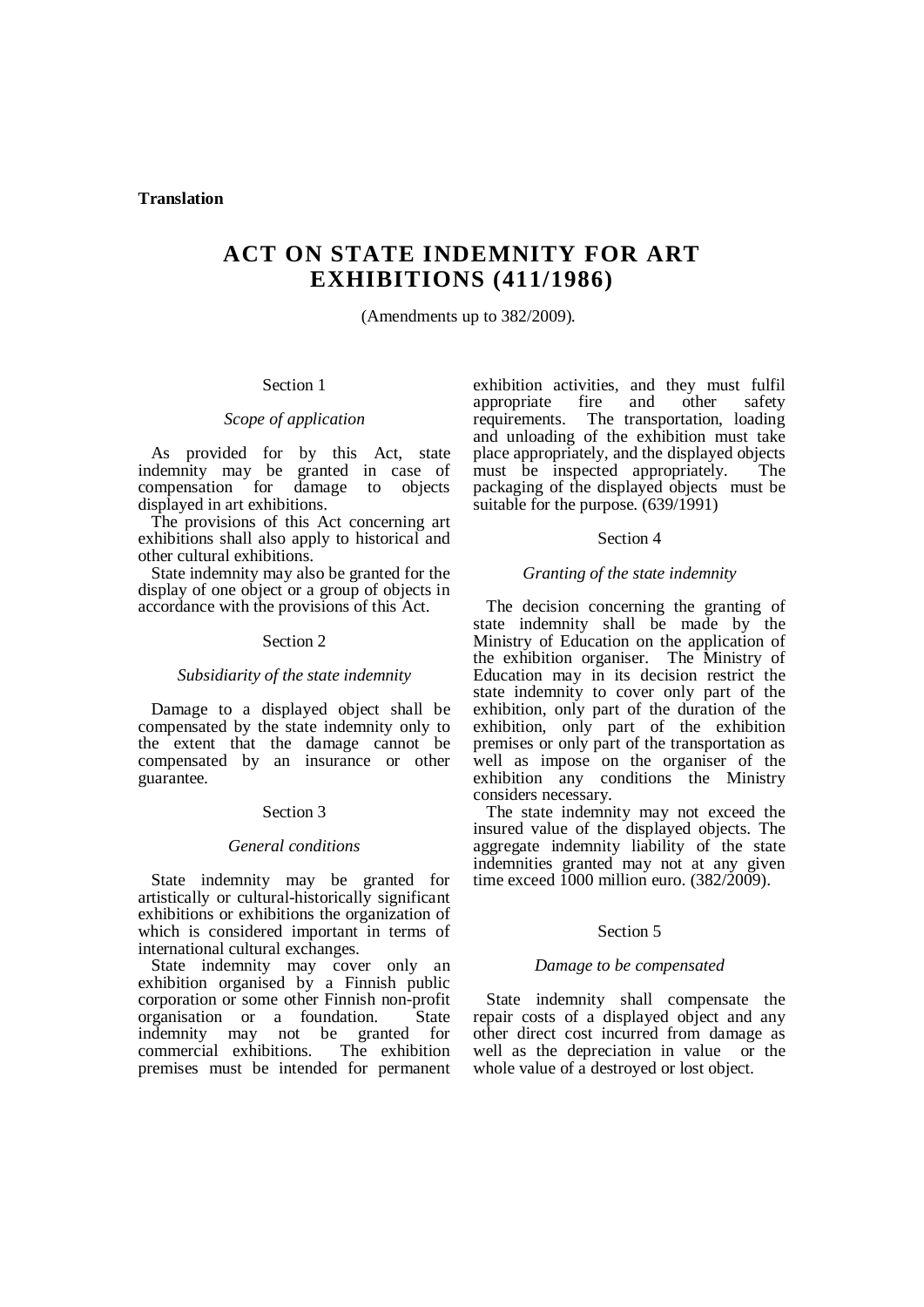**Translation**

# ACT ON STATE INDEMNITY FOR ART EXHIBITIONS (411/1986)

(Amendments up to 382/2009).

Section 1

*Scope of application*

As provided for by this Act, state indemnity may be granted in case of compensation for damage to objects displayed in art exhibitions.

The provisions of this Act concerning art exhibitions shall also apply to historical and other cultural exhibitions.

State indemnity may also be granted for the display of one object or a group of objects in accordance with the provisions of this Act.

Section 2

*Subsidiarity of the state indemnity*

Damage to a displayed object shall be compensated by the state indemnity only to the extent that the damage cannot be compensated by an insurance or other guarantee.

Section 3

*General conditions*

State indemnity may be granted for artistically or cultural-historically significant exhibitions or exhibitions the organization of which is considered important in terms of international cultural exchanges.

State indemnity may cover only an exhibition organised by a Finnish public corporation or some other Finnish non-profit organisation or a foundation. State indemnity may not be granted for commercial exhibitions. The exhibition premises must be intended for permanent exhibition activities, and they must fulfil appropriate fire and other safety requirements. The transportation, loading and unloading of the exhibition must take place appropriately, and the displayed objects must be inspected appropriately. The packaging of the displayed objects must be suitable for the purpose. (639/1991)

Section 4

*Granting of the state indemnity*

The decision concerning the granting of state indemnity shall be made by the Ministry of Education on the application of the exhibition organiser. The Ministry of Education may in its decision restrict the state indemnity to cover only part of the exhibition, only part of the duration of the exhibition, only part of the exhibition premises or only part of the transportation as well as impose on the organiser of the exhibition any conditions the Ministry considers necessary.

The state indemnity may not exceed the insured value of the displayed objects. The aggregate indemnity liability of the state indemnities granted may not at any given time exceed 1000 million euro. (382/2009).

Section 5

*Damage to be compensated*

State indemnity shall compensate the repair costs of a displayed object and any other direct cost incurred from damage as well as the depreciation in value or the whole value of a destroyed or lost object.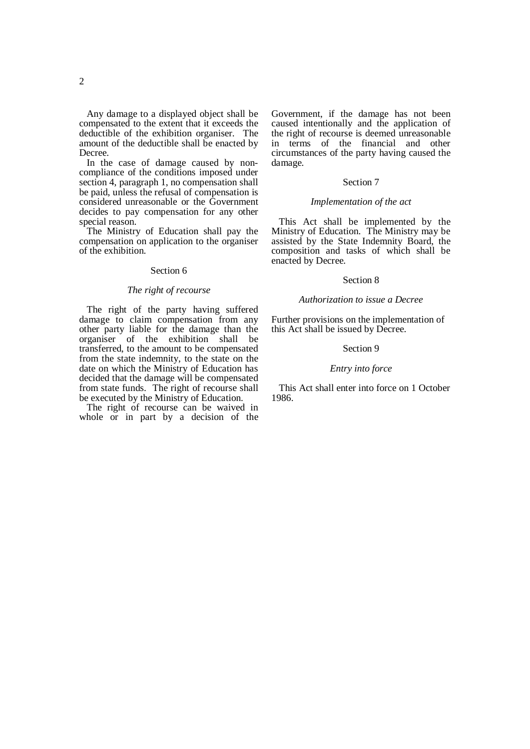Any damage to a displayed object shall be compensated to the extent that it exceeds the deductible of the exhibition organiser. The amount of the deductible shall be enacted by Decree.

In the case of damage caused by non-compliance of the conditions imposed under section 4, paragraph 1, no compensation shall be paid, unless the refusal of compensation is considered unreasonable or the Government decides to pay compensation for any other special reason.

The Ministry of Education shall pay the compensation on application to the organiser of the exhibition.

Section 6

*The right of recourse*

The right of the party having suffered damage to claim compensation from any other party liable for the damage than the organiser of the exhibition shall be transferred, to the amount to be compensated from the state indemnity, to the state on the date on which the Ministry of Education has decided that the damage will be compensated from state funds. The right of recourse shall be executed by the Ministry of Education.

The right of recourse can be waived in whole or in part by a decision of the Government, if the damage has not been caused intentionally and the application of the right of recourse is deemed unreasonable in terms of the financial and other circumstances of the party having caused the damage.

Section 7

*Implementation of the act*

This Act shall be implemented by the Ministry of Education. The Ministry may be assisted by the State Indemnity Board, the composition and tasks of which shall be enacted by Decree.

Section 8

*Authorization to issue a Decree*

Further provisions on the implementation of this Act shall be issued by Decree.

Section 9

*Entry into force*

This Act shall enter into force on 1 October 1986.